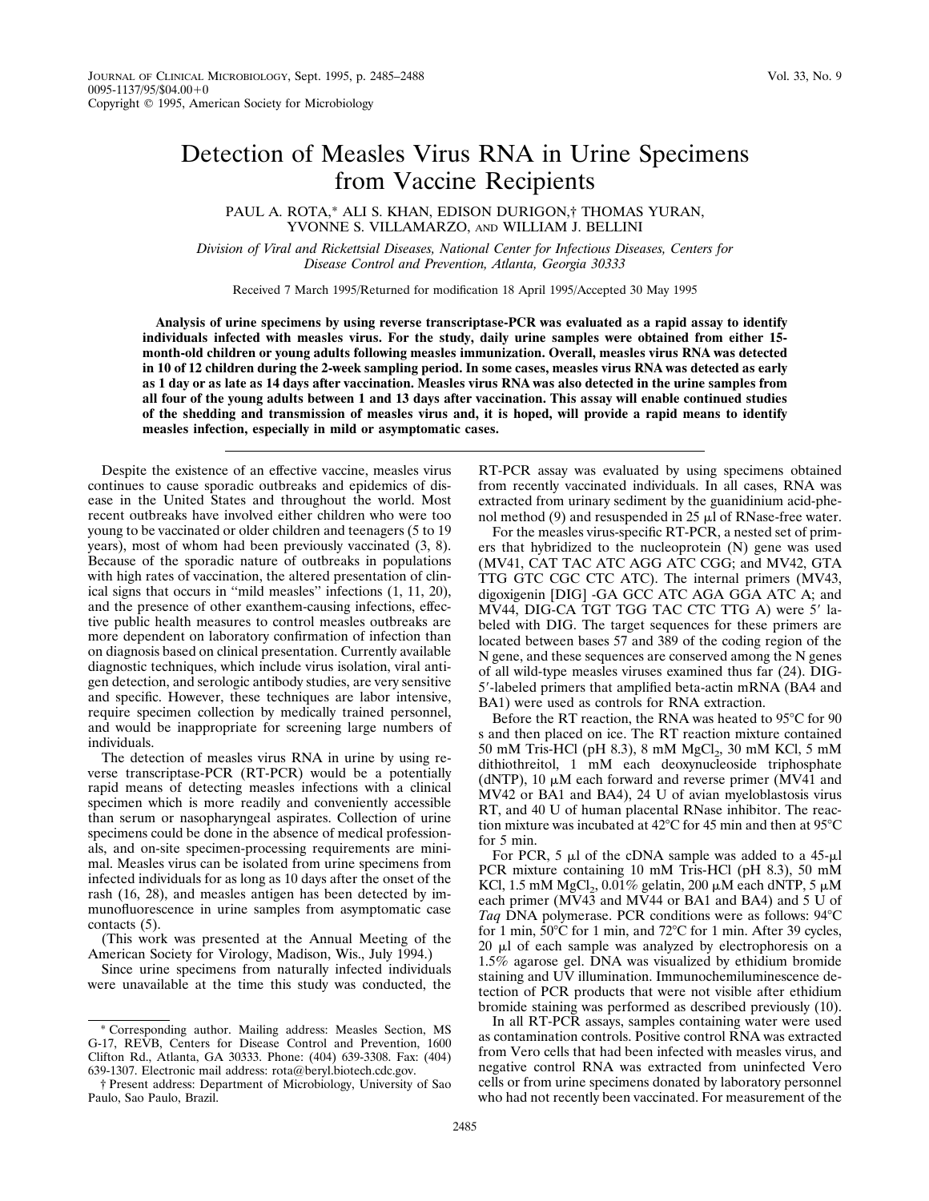# Detection of Measles Virus RNA in Urine Specimens from Vaccine Recipients

PAUL A. ROTA,* ALI S. KHAN, EDISON DURIGON,† THOMAS YURAN, YVONNE S. VILLAMARZO, AND WILLIAM J. BELLINI

*Division of Viral and Rickettsial Diseases, National Center for Infectious Diseases, Centers for Disease Control and Prevention, Atlanta, Georgia 30333*

Received 7 March 1995/Returned for modification 18 April 1995/Accepted 30 May 1995

**Analysis of urine specimens by using reverse transcriptase-PCR was evaluated as a rapid assay to identify individuals infected with measles virus. For the study, daily urine samples were obtained from either 15-month-old children or young adults following measles immunization. Overall, measles virus RNA was detected in 10 of 12 children during the 2-week sampling period. In some cases, measles virus RNA was detected as early as 1 day or as late as 14 days after vaccination. Measles virus RNA was also detected in the urine samples from all four of the young adults between 1 and 13 days after vaccination. This assay will enable continued studies of the shedding and transmission of measles virus and, it is hoped, will provide a rapid means to identify measles infection, especially in mild or asymptomatic cases.**

Despite the existence of an effective vaccine, measles virus continues to cause sporadic outbreaks and epidemics of disease in the United States and throughout the world. Most recent outbreaks have involved either children who were too young to be vaccinated or older children and teenagers (5 to 19 years), most of whom had been previously vaccinated (3, 8). Because of the sporadic nature of outbreaks in populations with high rates of vaccination, the altered presentation of clinical signs that occurs in "mild measles" infections (1, 11, 20), and the presence of other exanthem-causing infections, effective public health measures to control measles outbreaks are more dependent on laboratory confirmation of infection than on diagnosis based on clinical presentation. Currently available diagnostic techniques, which include virus isolation, viral antigen detection, and serologic antibody studies, are very sensitive and specific. However, these techniques are labor intensive, require specimen collection by medically trained personnel, and would be inappropriate for screening large numbers of individuals.

The detection of measles virus RNA in urine by using reverse transcriptase-PCR (RT-PCR) would be a potentially rapid means of detecting measles infections with a clinical specimen which is more readily and conveniently accessible than serum or nasopharyngeal aspirates. Collection of urine specimens could be done in the absence of medical professionals, and on-site specimen-processing requirements are minimal. Measles virus can be isolated from urine specimens from infected individuals for as long as 10 days after the onset of the rash (16, 28), and measles antigen has been detected by immunofluorescence in urine samples from asymptomatic case contacts (5).

(This work was presented at the Annual Meeting of the American Society for Virology, Madison, Wis., July 1994.)

Since urine specimens from naturally infected individuals were unavailable at the time this study was conducted, the RT-PCR assay was evaluated by using specimens obtained from recently vaccinated individuals. In all cases, RNA was extracted from urinary sediment by the guanidinium acid-phenol method (9) and resuspended in 25 μl of RNase-free water.

For the measles virus-specific RT-PCR, a nested set of primers that hybridized to the nucleoprotein (N) gene was used (MV41, CAT TAC ATC AGG ATC CGG; and MV42, GTA TTG GTC CGC CTC ATC). The internal primers (MV43, digoxigenin [DIG] -GA GCC ATC AGA GGA ATC A; and MV44, DIG-CA TGT TGG TAC CTC TTG A) were 5′ labeled with DIG. The target sequences for these primers are located between bases 57 and 389 of the coding region of the N gene, and these sequences are conserved among the N genes of all wild-type measles viruses examined thus far (24). DIG-5′-labeled primers that amplified beta-actin mRNA (BA4 and BA1) were used as controls for RNA extraction.

Before the RT reaction, the RNA was heated to 95°C for 90 s and then placed on ice. The RT reaction mixture contained 50 mM Tris-HCl (pH 8.3), 8 mM $MgCl_2$, 30 mM KCl, 5 mM dithiothreitol, 1 mM each deoxynucleoside triphosphate (dNTP), 10 μM each forward and reverse primer (MV41 and MV42 or BA1 and BA4), 24 U of avian myeloblastosis virus RT, and 40 U of human placental RNase inhibitor. The reaction mixture was incubated at 42°C for 45 min and then at 95°C for 5 min.

For PCR, 5 μl of the cDNA sample was added to a 45-μl PCR mixture containing 10 mM Tris-HCl (pH 8.3), 50 mM KCl, 1.5 mM $MgCl_2$, 0.01% gelatin, 200 μM each dNTP, 5 μM each primer (MV43 and MV44 or BA1 and BA4) and 5 U of *Taq* DNA polymerase. PCR conditions were as follows: 94°C for 1 min, 50°C for 1 min, and 72°C for 1 min. After 39 cycles, 20 μl of each sample was analyzed by electrophoresis on a 1.5% agarose gel. DNA was visualized by ethidium bromide staining and UV illumination. Immunochemiluminescence detection of PCR products that were not visible after ethidium bromide staining was performed as described previously (10).

In all RT-PCR assays, samples containing water were used as contamination controls. Positive control RNA was extracted from Vero cells that had been infected with measles virus, and negative control RNA was extracted from uninfected Vero cells or from urine specimens donated by laboratory personnel who had not recently been vaccinated. For measurement of the

---

\* Corresponding author. Mailing address: Measles Section, MS G-17, REVB, Centers for Disease Control and Prevention, 1600 Clifton Rd., Atlanta, GA 30333. Phone: (404) 639-3308. Fax: (404) 639-1307. Electronic mail address: rota@beryl.biotech.cdc.gov.

† Present address: Department of Microbiology, University of Sao Paulo, Sao Paulo, Brazil.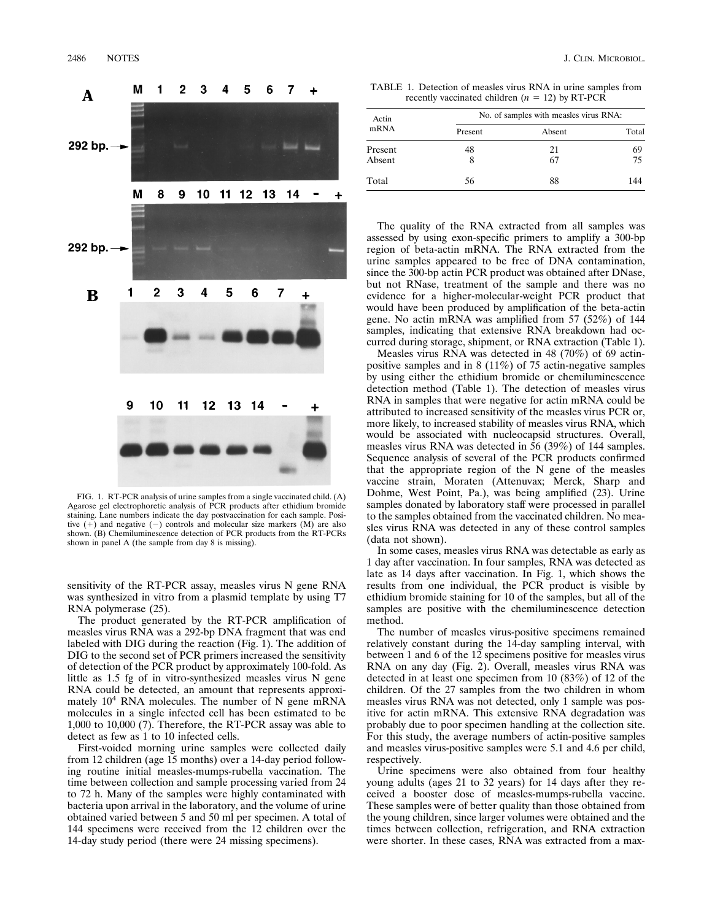sensitivity of the RT-PCR assay, measles virus N gene RNA was synthesized in vitro from a plasmid template by using T7 RNA polymerase (25).

The product generated by the RT-PCR amplification of measles virus RNA was a 292-bp DNA fragment that was end labeled with DIG during the reaction (Fig. 1). The addition of DIG to the second set of PCR primers increased the sensitivity of detection of the PCR product by approximately 100-fold. As little as 1.5 fg of in vitro-synthesized measles virus N gene RNA could be detected, an amount that represents approximately $10^4$ RNA molecules. The number of N gene mRNA molecules in a single infected cell has been estimated to be 1,000 to 10,000 (7). Therefore, the RT-PCR assay was able to detect as few as 1 to 10 infected cells.

First-voided morning urine samples were collected daily from 12 children (age 15 months) over a 14-day period following routine initial measles-mumps-rubella vaccination. The time between collection and sample processing varied from 24 to 72 h. Many of the samples were highly contaminated with bacteria upon arrival in the laboratory, and the volume of urine obtained varied between 5 and 50 ml per specimen. A total of 144 specimens were received from the 12 children over the 14-day study period (there were 24 missing specimens).

FIG. 1. RT-PCR analysis of urine samples from a single vaccinated child. (A) Agarose gel electrophoretic analysis of PCR products after ethidium bromide staining. Lane numbers indicate the day postvaccination for each sample. Positive (+) and negative (−) controls and molecular size markers (M) are also shown. (B) Chemiluminescence detection of PCR products from the RT-PCRs shown in panel A (the sample from day 8 is missing).

TABLE 1. Detection of measles virus RNA in urine samples from recently vaccinated children ($n$ = 12) by RT-PCR

| Actin mRNA | No. of samples with measles virus RNA: | | |
|---|---|---|---|
| | Present | Absent | Total |
| Present | 48 | 21 | 69 |
| Absent | 8 | 67 | 75 |
| Total | 56 | 88 | 144 |

The quality of the RNA extracted from all samples was assessed by using exon-specific primers to amplify a 300-bp region of beta-actin mRNA. The RNA extracted from the urine samples appeared to be free of DNA contamination, since the 300-bp actin PCR product was obtained after DNase, but not RNase, treatment of the sample and there was no evidence for a higher-molecular-weight PCR product that would have been produced by amplification of the beta-actin gene. No actin mRNA was amplified from 57 (52%) of 144 samples, indicating that extensive RNA breakdown had occurred during storage, shipment, or RNA extraction (Table 1).

Measles virus RNA was detected in 48 (70%) of 69 actin-positive samples and in 8 (11%) of 75 actin-negative samples by using either the ethidium bromide or chemiluminescence detection method (Table 1). The detection of measles virus RNA in samples that were negative for actin mRNA could be attributed to increased sensitivity of the measles virus PCR or, more likely, to increased stability of measles virus RNA, which would be associated with nucleocapsid structures. Overall, measles virus RNA was detected in 56 (39%) of 144 samples. Sequence analysis of several of the PCR products confirmed that the appropriate region of the N gene of the measles vaccine strain, Moraten (Attenuvax; Merck, Sharp and Dohme, West Point, Pa.), was being amplified (23). Urine samples donated by laboratory staff were processed in parallel to the samples obtained from the vaccinated children. No measles virus RNA was detected in any of these control samples (data not shown).

In some cases, measles virus RNA was detectable as early as 1 day after vaccination. In four samples, RNA was detected as late as 14 days after vaccination. In Fig. 1, which shows the results from one individual, the PCR product is visible by ethidium bromide staining for 10 of the samples, but all of the samples are positive with the chemiluminescence detection method.

The number of measles virus-positive specimens remained relatively constant during the 14-day sampling interval, with between 1 and 6 of the 12 specimens positive for measles virus RNA on any day (Fig. 2). Overall, measles virus RNA was detected in at least one specimen from 10 (83%) of 12 of the children. Of the 27 samples from the two children in whom measles virus RNA was not detected, only 1 sample was positive for actin mRNA. This extensive RNA degradation was probably due to poor specimen handling at the collection site. For this study, the average numbers of actin-positive samples and measles virus-positive samples were 5.1 and 4.6 per child, respectively.

Urine specimens were also obtained from four healthy young adults (ages 21 to 32 years) for 14 days after they received a booster dose of measles-mumps-rubella vaccine. These samples were of better quality than those obtained from the young children, since larger volumes were obtained and the times between collection, refrigeration, and RNA extraction were shorter. In these cases, RNA was extracted from a max-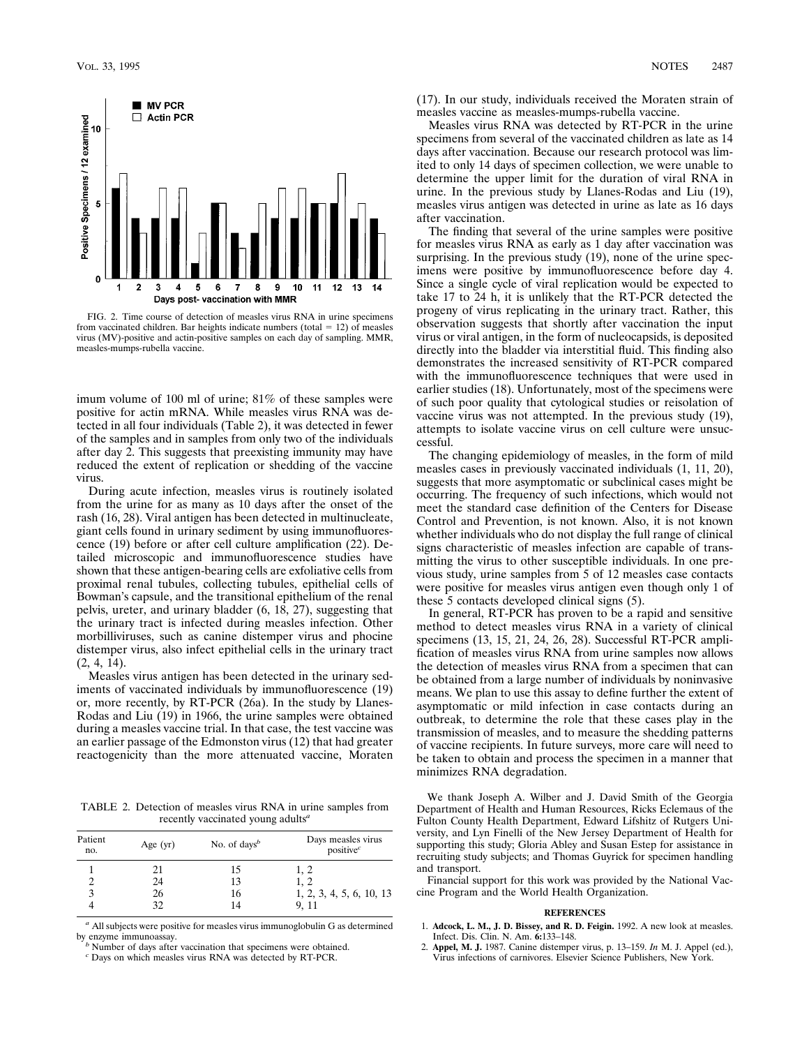FIG. 2. Time course of detection of measles virus RNA in urine specimens from vaccinated children. Bar heights indicate numbers (total = 12) of measles virus (MV)-positive and actin-positive samples on each day of sampling. MMR, measles-mumps-rubella vaccine.

imum volume of 100 ml of urine; 81% of these samples were positive for actin mRNA. While measles virus RNA was detected in all four individuals (Table 2), it was detected in fewer of the samples and in samples from only two of the individuals after day 2. This suggests that preexisting immunity may have reduced the extent of replication or shedding of the vaccine virus.

During acute infection, measles virus is routinely isolated from the urine for as many as 10 days after the onset of the rash (16, 28). Viral antigen has been detected in multinucleate, giant cells found in urinary sediment by using immunofluorescence (19) before or after cell culture amplification (22). Detailed microscopic and immunofluorescence studies have shown that these antigen-bearing cells are exfoliative cells from proximal renal tubules, collecting tubules, epithelial cells of Bowman's capsule, and the transitional epithelium of the renal pelvis, ureter, and urinary bladder (6, 18, 27), suggesting that the urinary tract is infected during measles infection. Other morbilliviruses, such as canine distemper virus and phocine distemper virus, also infect epithelial cells in the urinary tract (2, 4, 14).

Measles virus antigen has been detected in the urinary sediments of vaccinated individuals by immunofluorescence (19) or, more recently, by RT-PCR (26a). In the study by Llanes-Rodas and Liu (19) in 1966, the urine samples were obtained during a measles vaccine trial. In that case, the test vaccine was an earlier passage of the Edmonston virus (12) that had greater reactogenicity than the more attenuated vaccine, Moraten (17). In our study, individuals received the Moraten strain of measles vaccine as measles-mumps-rubella vaccine.

Measles virus RNA was detected by RT-PCR in the urine specimens from several of the vaccinated children as late as 14 days after vaccination. Because our research protocol was limited to only 14 days of specimen collection, we were unable to determine the upper limit for the duration of viral RNA in urine. In the previous study by Llanes-Rodas and Liu (19), measles virus antigen was detected in urine as late as 16 days after vaccination.

The finding that several of the urine samples were positive for measles virus RNA as early as 1 day after vaccination was surprising. In the previous study (19), none of the urine specimens were positive by immunofluorescence before day 4. Since a single cycle of viral replication would be expected to take 17 to 24 h, it is unlikely that the RT-PCR detected the progeny of virus replicating in the urinary tract. Rather, this observation suggests that shortly after vaccination the input virus or viral antigen, in the form of nucleocapsids, is deposited directly into the bladder via interstitial fluid. This finding also demonstrates the increased sensitivity of RT-PCR compared with the immunofluorescence techniques that were used in earlier studies (18). Unfortunately, most of the specimens were of such poor quality that cytological studies or reisolation of vaccine virus was not attempted. In the previous study (19), attempts to isolate vaccine virus on cell culture were unsuccessful.

The changing epidemiology of measles, in the form of mild measles cases in previously vaccinated individuals (1, 11, 20), suggests that more asymptomatic or subclinical cases might be occurring. The frequency of such infections, which would not meet the standard case definition of the Centers for Disease Control and Prevention, is not known. Also, it is not known whether individuals who do not display the full range of clinical signs characteristic of measles infection are capable of transmitting the virus to other susceptible individuals. In one previous study, urine samples from 5 of 12 measles case contacts were positive for measles virus antigen even though only 1 of these 5 contacts developed clinical signs (5).

In general, RT-PCR has proven to be a rapid and sensitive method to detect measles virus RNA in a variety of clinical specimens (13, 15, 21, 24, 26, 28). Successful RT-PCR amplification of measles virus RNA from urine samples now allows the detection of measles virus RNA from a specimen that can be obtained from a large number of individuals by noninvasive means. We plan to use this assay to define further the extent of asymptomatic or mild infection in case contacts during an outbreak, to determine the role that these cases play in the transmission of measles, and to measure the shedding patterns of vaccine recipients. In future surveys, more care will need to be taken to obtain and process the specimen in a manner that minimizes RNA degradation.

TABLE 2. Detection of measles virus RNA in urine samples from recently vaccinated young adults[a]

| Patient no. | Age (yr) | No. of days[b] | Days measles virus positive[c] |
|---|---|---|---|
| 1 | 21 | 15 | 1, 2 |
| 2 | 24 | 13 | 1, 2 |
| 3 | 26 | 16 | 1, 2, 3, 4, 5, 6, 10, 13 |
| 4 | 32 | 14 | 9, 11 |

[a] All subjects were positive for measles virus immunoglobulin G as determined by enzyme immunoassay.

[b] Number of days after vaccination that specimens were obtained.

[c] Days on which measles virus RNA was detected by RT-PCR.

We thank Joseph A. Wilber and J. David Smith of the Georgia Department of Health and Human Resources, Ricks Eclemaus of the Fulton County Health Department, Edward Lifshitz of Rutgers University, and Lyn Finelli of the New Jersey Department of Health for supporting this study; Gloria Abley and Susan Estep for assistance in recruiting study subjects; and Thomas Guyrick for specimen handling and transport.

Financial support for this work was provided by the National Vaccine Program and the World Health Organization.

## REFERENCES

1. **Adcock, L. M., J. D. Bissey, and R. D. Feigin.** 1992. A new look at measles. Infect. Dis. Clin. N. Am. **6:**133–148.
2. **Appel, M. J.** 1987. Canine distemper virus, p. 13–159. *In* M. J. Appel (ed.), Virus infections of carnivores. Elsevier Science Publishers, New York.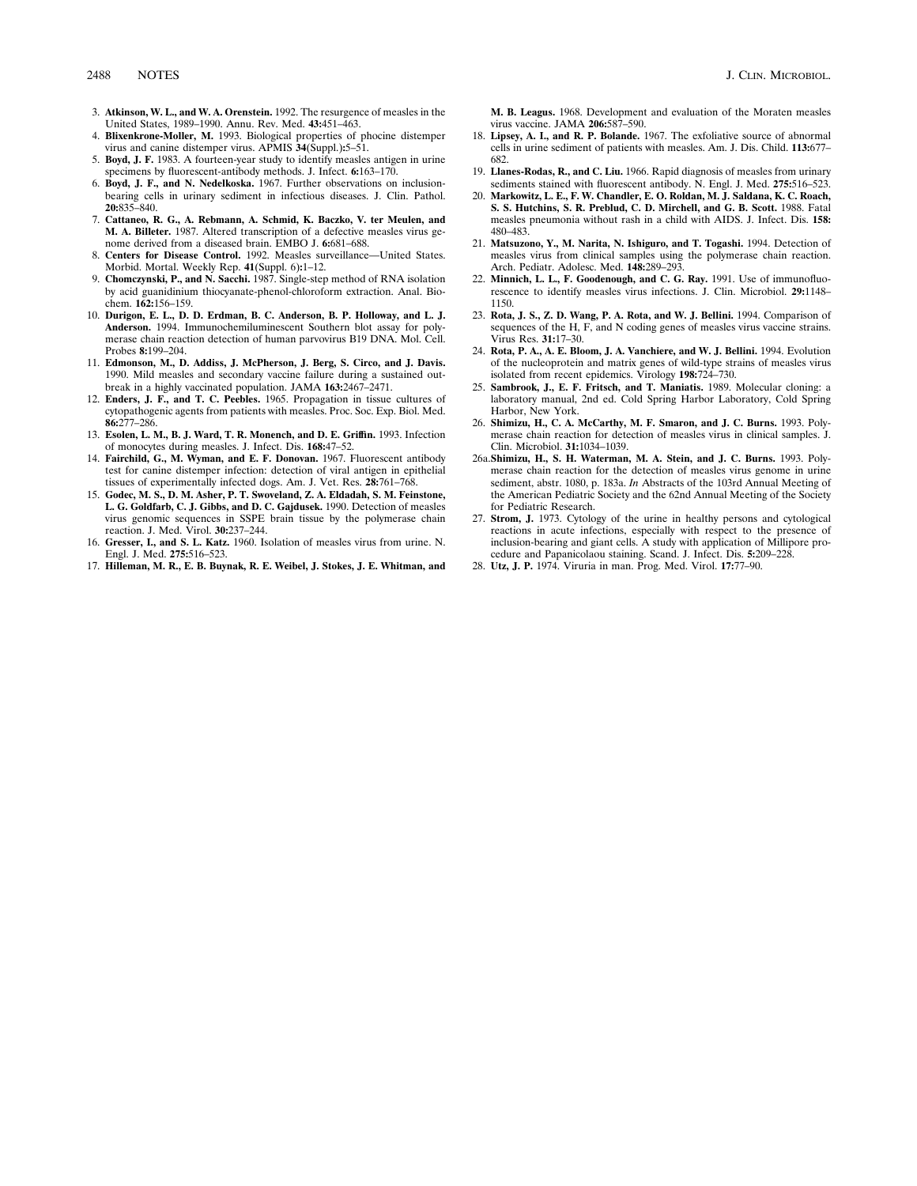3. **Atkinson, W. L., and W. A. Orenstein.** 1992. The resurgence of measles in the United States, 1989–1990. Annu. Rev. Med. **43:**451–463.
4. **Blixenkrone-Moller, M.** 1993. Biological properties of phocine distemper virus and canine distemper virus. APMIS **34**(Suppl.)**:**5–51.
5. **Boyd, J. F.** 1983. A fourteen-year study to identify measles antigen in urine specimens by fluorescent-antibody methods. J. Infect. **6:**163–170.
6. **Boyd, J. F., and N. Nedelkoska.** 1967. Further observations on inclusion-bearing cells in urinary sediment in infectious diseases. J. Clin. Pathol. **20:**835–840.
7. **Cattaneo, R. G., A. Rebmann, A. Schmid, K. Baczko, V. ter Meulen, and M. A. Billeter.** 1987. Altered transcription of a defective measles virus genome derived from a diseased brain. EMBO J. **6:**681–688.
8. **Centers for Disease Control.** 1992. Measles surveillance—United States. Morbid. Mortal. Weekly Rep. **41**(Suppl. 6)**:**1–12.
9. **Chomczynski, P., and N. Sacchi.** 1987. Single-step method of RNA isolation by acid guanidinium thiocyanate-phenol-chloroform extraction. Anal. Biochem. **162:**156–159.
10. **Durigon, E. L., D. D. Erdman, B. C. Anderson, B. P. Holloway, and L. J. Anderson.** 1994. Immunochemiluminescent Southern blot assay for polymerase chain reaction detection of human parvovirus B19 DNA. Mol. Cell. Probes **8:**199–204.
11. **Edmonson, M., D. Addiss, J. McPherson, J. Berg, S. Circo, and J. Davis.** 1990. Mild measles and secondary vaccine failure during a sustained outbreak in a highly vaccinated population. JAMA **163:**2467–2471.
12. **Enders, J. F., and T. C. Peebles.** 1965. Propagation in tissue cultures of cytopathogenic agents from patients with measles. Proc. Soc. Exp. Biol. Med. **86:**277–286.
13. **Esolen, L. M., B. J. Ward, T. R. Monench, and D. E. Griffin.** 1993. Infection of monocytes during measles. J. Infect. Dis. **168:**47–52.
14. **Fairchild, G., M. Wyman, and E. F. Donovan.** 1967. Fluorescent antibody test for canine distemper infection: detection of viral antigen in epithelial tissues of experimentally infected dogs. Am. J. Vet. Res. **28:**761–768.
15. **Godec, M. S., D. M. Asher, P. T. Swoveland, Z. A. Eldadah, S. M. Feinstone, L. G. Goldfarb, C. J. Gibbs, and D. C. Gajdusek.** 1990. Detection of measles virus genomic sequences in SSPE brain tissue by the polymerase chain reaction. J. Med. Virol. **30:**237–244.
16. **Gresser, I., and S. L. Katz.** 1960. Isolation of measles virus from urine. N. Engl. J. Med. **275:**516–523.
17. **Hilleman, M. R., E. B. Buynak, R. E. Weibel, J. Stokes, J. E. Whitman, and M. B. Leagus.** 1968. Development and evaluation of the Moraten measles virus vaccine. JAMA **206:**587–590.
18. **Lipsey, A. I., and R. P. Bolande.** 1967. The exfoliative source of abnormal cells in urine sediment of patients with measles. Am. J. Dis. Child. **113:**677–682.
19. **Llanes-Rodas, R., and C. Liu.** 1966. Rapid diagnosis of measles from urinary sediments stained with fluorescent antibody. N. Engl. J. Med. **275:**516–523.
20. **Markowitz, L. E., F. W. Chandler, E. O. Roldan, M. J. Saldana, K. C. Roach, S. S. Hutchins, S. R. Preblud, C. D. Mirchell, and G. B. Scott.** 1988. Fatal measles pneumonia without rash in a child with AIDS. J. Infect. Dis. **158:** 480–483.
21. **Matsuzono, Y., M. Narita, N. Ishiguro, and T. Togashi.** 1994. Detection of measles virus from clinical samples using the polymerase chain reaction. Arch. Pediatr. Adolesc. Med. **148:**289–293.
22. **Minnich, L. L., F. Goodenough, and C. G. Ray.** 1991. Use of immunofluorescence to identify measles virus infections. J. Clin. Microbiol. **29:**1148–1150.
23. **Rota, J. S., Z. D. Wang, P. A. Rota, and W. J. Bellini.** 1994. Comparison of sequences of the H, F, and N coding genes of measles virus vaccine strains. Virus Res. **31:**17–30.
24. **Rota, P. A., A. E. Bloom, J. A. Vanchiere, and W. J. Bellini.** 1994. Evolution of the nucleoprotein and matrix genes of wild-type strains of measles virus isolated from recent epidemics. Virology **198:**724–730.
25. **Sambrook, J., E. F. Fritsch, and T. Maniatis.** 1989. Molecular cloning: a laboratory manual, 2nd ed. Cold Spring Harbor Laboratory, Cold Spring Harbor, New York.
26. **Shimizu, H., C. A. McCarthy, M. F. Smaron, and J. C. Burns.** 1993. Polymerase chain reaction for detection of measles virus in clinical samples. J. Clin. Microbiol. **31:**1034–1039.

26a. **Shimizu, H., S. H. Waterman, M. A. Stein, and J. C. Burns.** 1993. Polymerase chain reaction for the detection of measles virus genome in urine sediment, abstr. 1080, p. 183a. *In* Abstracts of the 103rd Annual Meeting of the American Pediatric Society and the 62nd Annual Meeting of the Society for Pediatric Research.

27. **Strom, J.** 1973. Cytology of the urine in healthy persons and cytological reactions in acute infections, especially with respect to the presence of inclusion-bearing and giant cells. A study with application of Millipore procedure and Papanicolaou staining. Scand. J. Infect. Dis. **5:**209–228.
28. **Utz, J. P.** 1974. Viruria in man. Prog. Med. Virol. **17:**77–90.